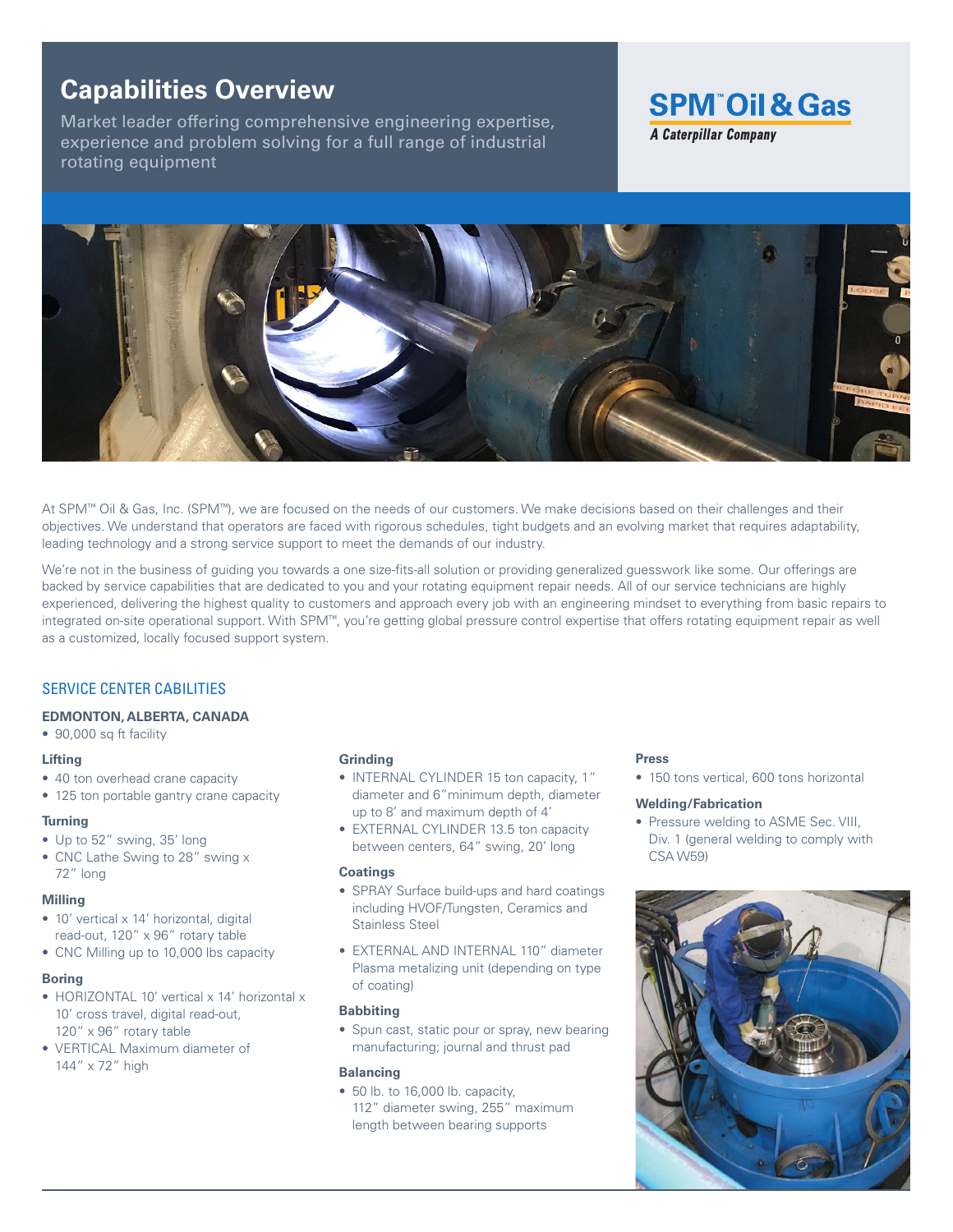# Capabilities Overview

Market leader offering comprehensive engineering expertise, experience and problem solving for a full range of industrial rotating equipment

**SPM™ Oil & Gas**
*A Caterpillar Company*

At SPM™ Oil & Gas, Inc. (SPM™), we are focused on the needs of our customers. We make decisions based on their challenges and their objectives. We understand that operators are faced with rigorous schedules, tight budgets and an evolving market that requires adaptability, leading technology and a strong service support to meet the demands of our industry.

We're not in the business of guiding you towards a one size-fits-all solution or providing generalized guesswork like some. Our offerings are backed by service capabilities that are dedicated to you and your rotating equipment repair needs. All of our service technicians are highly experienced, delivering the highest quality to customers and approach every job with an engineering mindset to everything from basic repairs to integrated on-site operational support. With SPM™, you're getting global pressure control expertise that offers rotating equipment repair as well as a customized, locally focused support system.

## SERVICE CENTER CABILITIES

### EDMONTON, ALBERTA, CANADA

- 90,000 sq ft facility

#### Lifting

- 40 ton overhead crane capacity
- 125 ton portable gantry crane capacity

#### Turning

- Up to 52" swing, 35' long
- CNC Lathe Swing to 28" swing x 72" long

#### Milling

- 10' vertical x 14' horizontal, digital read-out, 120" x 96" rotary table
- CNC Milling up to 10,000 lbs capacity

#### Boring

- HORIZONTAL 10' vertical x 14' horizontal x 10' cross travel, digital read-out, 120" x 96" rotary table
- VERTICAL Maximum diameter of 144" x 72" high

#### Grinding

- INTERNAL CYLINDER 15 ton capacity, 1" diameter and 6"minimum depth, diameter up to 8' and maximum depth of 4'
- EXTERNAL CYLINDER 13.5 ton capacity between centers, 64" swing, 20' long

#### Coatings

- SPRAY Surface build-ups and hard coatings including HVOF/Tungsten, Ceramics and Stainless Steel
- EXTERNAL AND INTERNAL 110" diameter Plasma metalizing unit (depending on type of coating)

#### Babbiting

- Spun cast, static pour or spray, new bearing manufacturing; journal and thrust pad

#### Balancing

- 50 lb. to 16,000 lb. capacity, 112" diameter swing, 255" maximum length between bearing supports

#### Press

- 150 tons vertical, 600 tons horizontal

#### Welding/Fabrication

- Pressure welding to ASME Sec. VIII, Div. 1 (general welding to comply with CSA W59)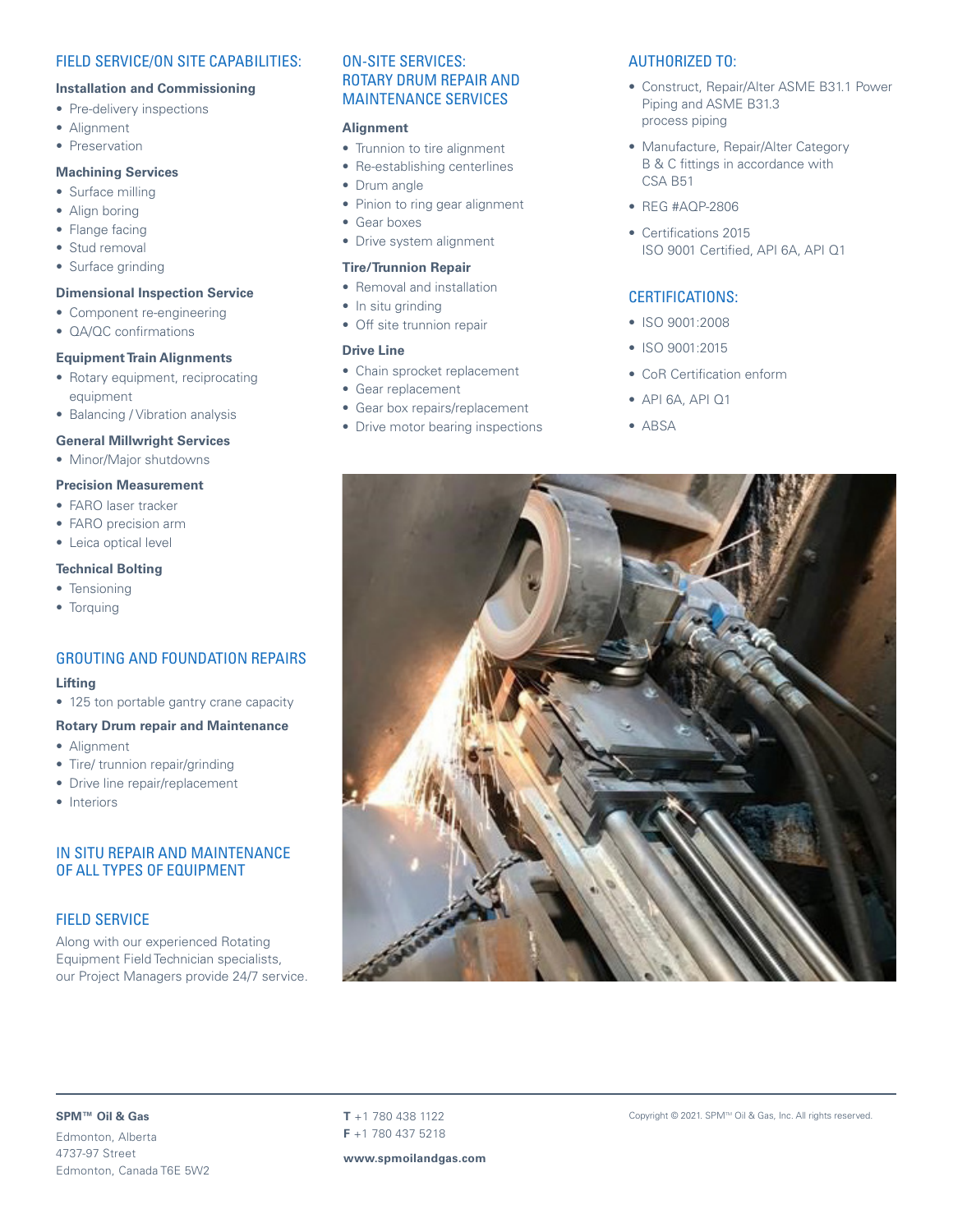## FIELD SERVICE/ON SITE CAPABILITIES:

### Installation and Commissioning

- Pre-delivery inspections
- Alignment
- Preservation

### Machining Services

- Surface milling
- Align boring
- Flange facing
- Stud removal
- Surface grinding

### Dimensional Inspection Service

- Component re-engineering
- QA/QC confirmations

### Equipment Train Alignments

- Rotary equipment, reciprocating equipment
- Balancing / Vibration analysis

### General Millwright Services

- Minor/Major shutdowns

### Precision Measurement

- FARO laser tracker
- FARO precision arm
- Leica optical level

### Technical Bolting

- Tensioning
- Torquing

## GROUTING AND FOUNDATION REPAIRS

### Lifting

- 125 ton portable gantry crane capacity

### Rotary Drum repair and Maintenance

- Alignment
- Tire/ trunnion repair/grinding
- Drive line repair/replacement
- Interiors

## IN SITU REPAIR AND MAINTENANCE OF ALL TYPES OF EQUIPMENT

## FIELD SERVICE

Along with our experienced Rotating Equipment Field Technician specialists, our Project Managers provide 24/7 service.

## ON-SITE SERVICES: ROTARY DRUM REPAIR AND MAINTENANCE SERVICES

### Alignment

- Trunnion to tire alignment
- Re-establishing centerlines
- Drum angle
- Pinion to ring gear alignment
- Gear boxes
- Drive system alignment

### Tire/Trunnion Repair

- Removal and installation
- In situ grinding
- Off site trunnion repair

### Drive Line

- Chain sprocket replacement
- Gear replacement
- Gear box repairs/replacement
- Drive motor bearing inspections

## AUTHORIZED TO:

- Construct, Repair/Alter ASME B31.1 Power Piping and ASME B31.3 process piping
- Manufacture, Repair/Alter Category B & C fittings in accordance with CSA B51
- REG #AQP-2806
- Certifications 2015 ISO 9001 Certified, API 6A, API Q1

## CERTIFICATIONS:

- ISO 9001:2008
- ISO 9001:2015
- CoR Certification enform
- API 6A, API Q1
- ABSA

**SPM™ Oil & Gas**
Edmonton, Alberta
4737-97 Street
Edmonton, Canada T6E 5W2

**T** +1 780 438 1122
**F** +1 780 437 5218

**www.spmoilandgas.com**

Copyright © 2021. SPM™ Oil & Gas, Inc. All rights reserved.